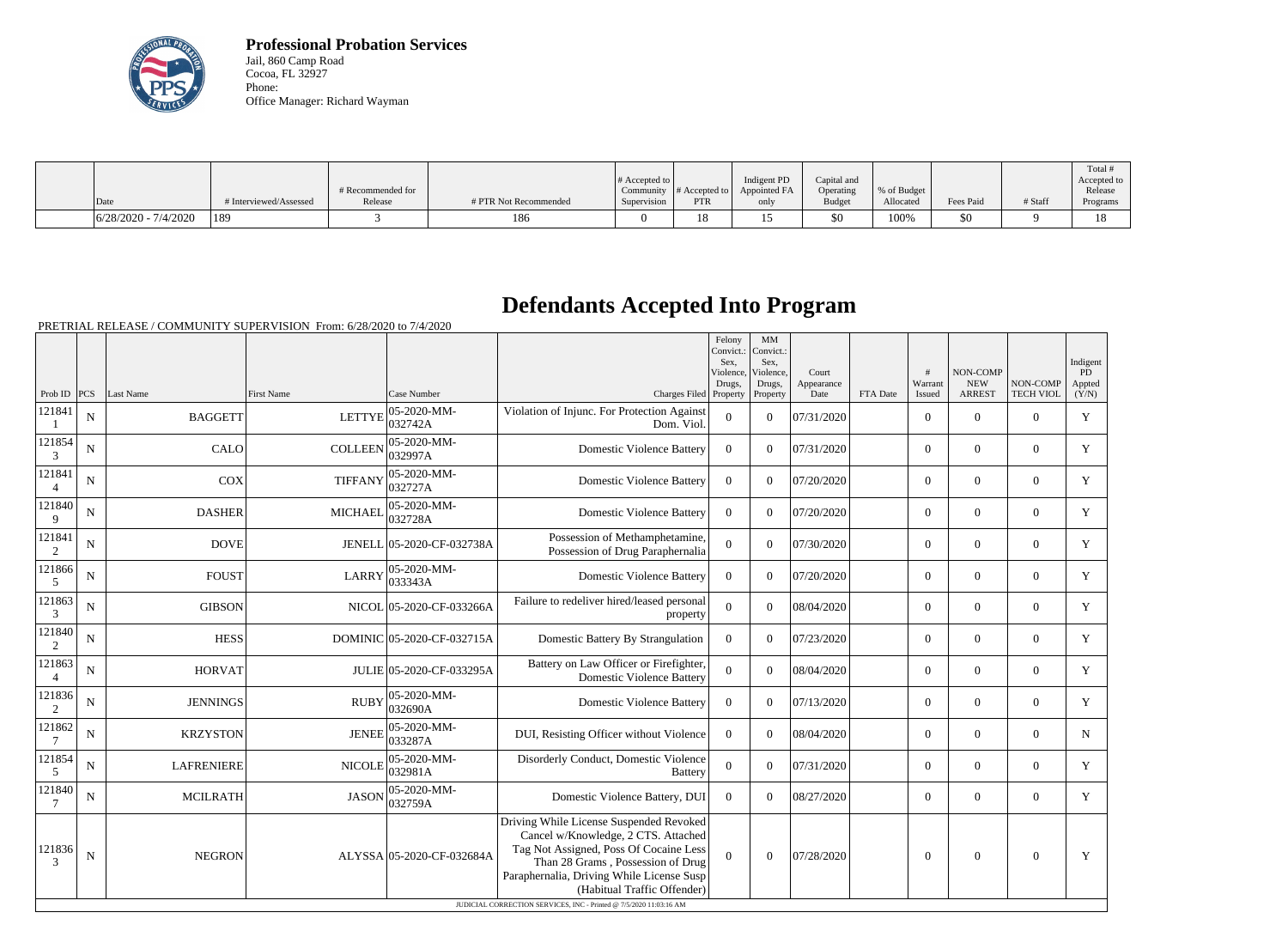**Professional Probation Services**
Jail, 860 Camp Road
Cocoa, FL 32927
Phone:
Office Manager: Richard Wayman

| Date | # Interviewed/Assessed | # Recommended for Release | # PTR Not Recommended | # Accepted to Community Supervision | # Accepted to PTR | Indigent PD Appointed FA only | Capital and Operating Budget | % of Budget Allocated | Fees Paid | # Staff | Total # Accepted to Release Programs |
|---|---|---|---|---|---|---|---|---|---|---|---|
| 6/28/2020 - 7/4/2020 | 189 | 3 | 186 | 0 | 18 | 15 | $0 | 100% | $0 | 9 | 18 |

# Defendants Accepted Into Program

PRETRIAL RELEASE / COMMUNITY SUPERVISION From: 6/28/2020 to 7/4/2020

| Prob ID | PCS | Last Name | First Name | Case Number | Charges Filed | Felony Convict.: Sex, Violence, Drugs, Property | MM Convict.: Sex, Violence, Drugs, Property | Court Appearance Date | FTA Date | # Warrant Issued | NON-COMP NEW ARREST | NON-COMP TECH VIOL | Indigent PD Appted (Y/N) |
|---|---|---|---|---|---|---|---|---|---|---|---|---|---|
| 1218411 | N | BAGGETT | LETTYE | 05-2020-MM-032742A | Violation of Injunc. For Protection Against Dom. Viol. | 0 | 0 | 07/31/2020 | | 0 | 0 | 0 | Y |
| 1218543 | N | CALO | COLLEEN | 05-2020-MM-032997A | Domestic Violence Battery | 0 | 0 | 07/31/2020 | | 0 | 0 | 0 | Y |
| 1218414 | N | COX | TIFFANY | 05-2020-MM-032727A | Domestic Violence Battery | 0 | 0 | 07/20/2020 | | 0 | 0 | 0 | Y |
| 1218409 | N | DASHER | MICHAEL | 05-2020-MM-032728A | Domestic Violence Battery | 0 | 0 | 07/20/2020 | | 0 | 0 | 0 | Y |
| 1218412 | N | DOVE | JENELL | 05-2020-CF-032738A | Possession of Methamphetamine, Possession of Drug Paraphernalia | 0 | 0 | 07/30/2020 | | 0 | 0 | 0 | Y |
| 1218665 | N | FOUST | LARRY | 05-2020-MM-033343A | Domestic Violence Battery | 0 | 0 | 07/20/2020 | | 0 | 0 | 0 | Y |
| 1218633 | N | GIBSON | NICOL | 05-2020-CF-033266A | Failure to redeliver hired/leased personal property | 0 | 0 | 08/04/2020 | | 0 | 0 | 0 | Y |
| 1218402 | N | HESS | DOMINIC | 05-2020-CF-032715A | Domestic Battery By Strangulation | 0 | 0 | 07/23/2020 | | 0 | 0 | 0 | Y |
| 1218634 | N | HORVAT | JULIE | 05-2020-CF-033295A | Battery on Law Officer or Firefighter, Domestic Violence Battery | 0 | 0 | 08/04/2020 | | 0 | 0 | 0 | Y |
| 1218362 | N | JENNINGS | RUBY | 05-2020-MM-032690A | Domestic Violence Battery | 0 | 0 | 07/13/2020 | | 0 | 0 | 0 | Y |
| 1218627 | N | KRZYSTON | JENEE | 05-2020-MM-033287A | DUI, Resisting Officer without Violence | 0 | 0 | 08/04/2020 | | 0 | 0 | 0 | N |
| 1218545 | N | LAFRENIERE | NICOLE | 05-2020-MM-032981A | Disorderly Conduct, Domestic Violence Battery | 0 | 0 | 07/31/2020 | | 0 | 0 | 0 | Y |
| 1218407 | N | MCILRATH | JASON | 05-2020-MM-032759A | Domestic Violence Battery, DUI | 0 | 0 | 08/27/2020 | | 0 | 0 | 0 | Y |
| 1218363 | N | NEGRON | ALYSSA | 05-2020-CF-032684A | Driving While License Suspended Revoked Cancel w/Knowledge, 2 CTS. Attached Tag Not Assigned, Poss Of Cocaine Less Than 28 Grams , Possession of Drug Paraphernalia, Driving While License Susp (Habitual Traffic Offender) | 0 | 0 | 07/28/2020 | | 0 | 0 | 0 | Y |

JUDICIAL CORRECTION SERVICES, INC - Printed @ 7/5/2020 11:03:16 AM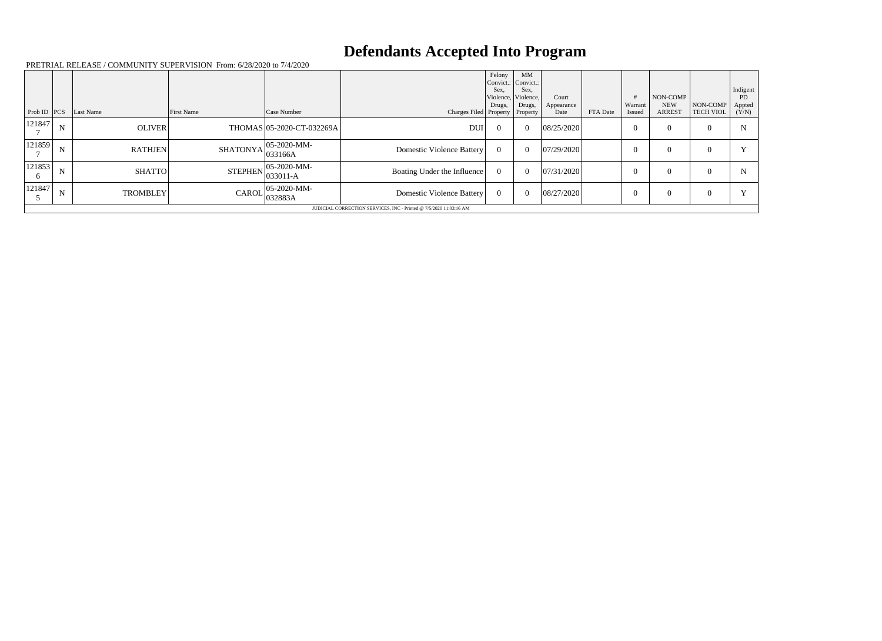# Defendants Accepted Into Program

PRETRIAL RELEASE / COMMUNITY SUPERVISION From: 6/28/2020 to 7/4/2020

| Prob ID | PCS | Last Name | First Name | Case Number | Charges Filed | Felony Convict.: Sex, Violence, Drugs, Property | MM Convict.: Sex, Violence, Drugs, Property | Court Appearance Date | FTA Date | # Warrant Issued | NON-COMP NEW ARREST | NON-COMP TECH VIOL | Indigent PD Appted (Y/N) |
|---|---|---|---|---|---|---|---|---|---|---|---|---|---|
| 1218477 | N | OLIVER | THOMAS | 05-2020-CT-032269A | DUI | 0 | 0 | 08/25/2020 | | 0 | 0 | 0 | N |
| 1218597 | N | RATHJEN | SHATONYA | 05-2020-MM-033166A | Domestic Violence Battery | 0 | 0 | 07/29/2020 | | 0 | 0 | 0 | Y |
| 1218536 | N | SHATTO | STEPHEN | 05-2020-MM-033011-A | Boating Under the Influence | 0 | 0 | 07/31/2020 | | 0 | 0 | 0 | N |
| 1218475 | N | TROMBLEY | CAROL | 05-2020-MM-032883A | Domestic Violence Battery | 0 | 0 | 08/27/2020 | | 0 | 0 | 0 | Y |

JUDICIAL CORRECTION SERVICES, INC - Printed @ 7/5/2020 11:03:16 AM